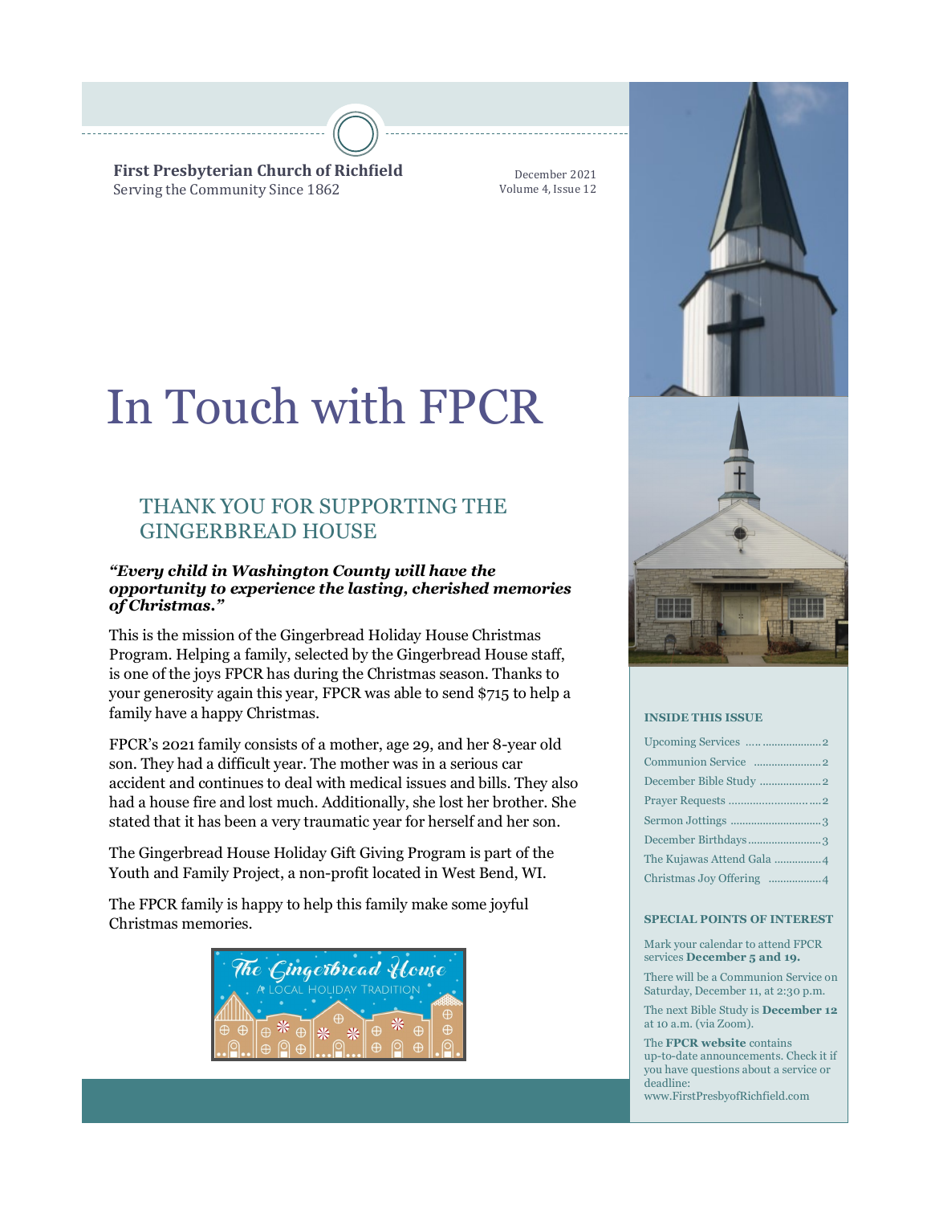**First Presbyterian Church of Richfield**
Serving the Community Since 1862

December 2021
Volume 4, Issue 12

# In Touch with FPCR

## THANK YOU FOR SUPPORTING THE GINGERBREAD HOUSE

***"Every child in Washington County will have the opportunity to experience the lasting, cherished memories of Christmas."***

This is the mission of the Gingerbread Holiday House Christmas Program. Helping a family, selected by the Gingerbread House staff, is one of the joys FPCR has during the Christmas season. Thanks to your generosity again this year, FPCR was able to send $715 to help a family have a happy Christmas.

FPCR's 2021 family consists of a mother, age 29, and her 8-year old son. They had a difficult year. The mother was in a serious car accident and continues to deal with medical issues and bills. They also had a house fire and lost much. Additionally, she lost her brother. She stated that it has been a very traumatic year for herself and her son.

The Gingerbread House Holiday Gift Giving Program is part of the Youth and Family Project, a non-profit located in West Bend, WI.

The FPCR family is happy to help this family make some joyful Christmas memories.

### INSIDE THIS ISSUE

- Upcoming Services ..... 2
- Communion Service ..... 2
- December Bible Study ..... 2
- Prayer Requests ..... 2
- Sermon Jottings ..... 3
- December Birthdays ..... 3
- The Kujawas Attend Gala ..... 4
- Christmas Joy Offering ..... 4

### SPECIAL POINTS OF INTEREST

Mark your calendar to attend FPCR services **December 5 and 19.**

There will be a Communion Service on Saturday, December 11, at 2:30 p.m.

The next Bible Study is **December 12** at 10 a.m. (via Zoom).

The **FPCR website** contains up-to-date announcements. Check it if you have questions about a service or deadline: www.FirstPresbyofRichfield.com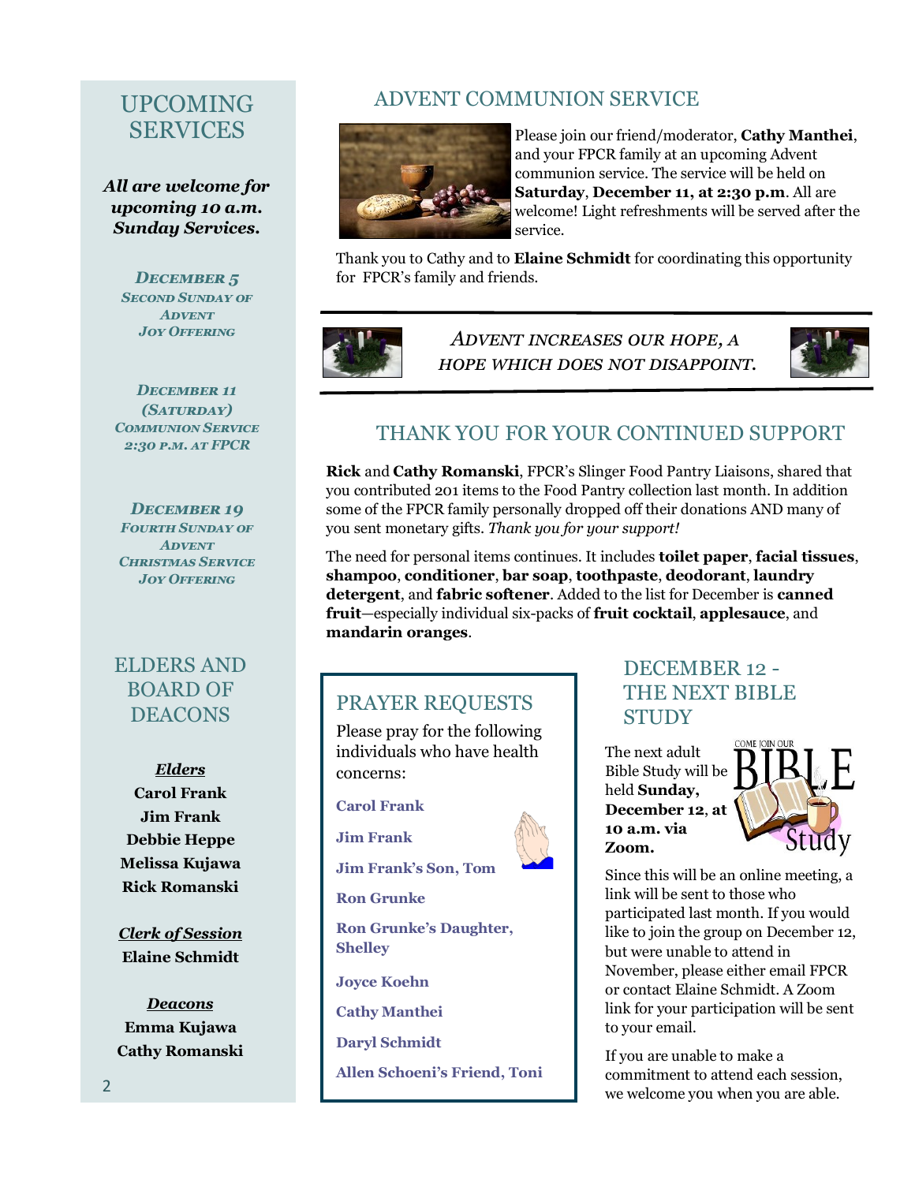## UPCOMING SERVICES

***All are welcome for upcoming 10 a.m. Sunday Services.***

***DECEMBER 5***
***SECOND SUNDAY OF ADVENT***
***JOY OFFERING***

***DECEMBER 11 (SATURDAY)***
***COMMUNION SERVICE***
***2:30 P.M. AT FPCR***

***DECEMBER 19***
***FOURTH SUNDAY OF ADVENT***
***CHRISTMAS SERVICE***
***JOY OFFERING***

## ELDERS AND BOARD OF DEACONS

***Elders***

**Carol Frank**
**Jim Frank**
**Debbie Heppe**
**Melissa Kujawa**
**Rick Romanski**

***Clerk of Session***

**Elaine Schmidt**

***Deacons***

**Emma Kujawa**
**Cathy Romanski**

## ADVENT COMMUNION SERVICE

Please join our friend/moderator, **Cathy Manthei**, and your FPCR family at an upcoming Advent communion service. The service will be held on **Saturday**, **December 11, at 2:30 p.m**. All are welcome! Light refreshments will be served after the service.

Thank you to Cathy and to **Elaine Schmidt** for coordinating this opportunity for FPCR's family and friends.

*ADVENT INCREASES OUR HOPE, A HOPE WHICH DOES NOT DISAPPOINT.*

## THANK YOU FOR YOUR CONTINUED SUPPORT

**Rick** and **Cathy Romanski**, FPCR's Slinger Food Pantry Liaisons, shared that you contributed 201 items to the Food Pantry collection last month. In addition some of the FPCR family personally dropped off their donations AND many of you sent monetary gifts. *Thank you for your support!*

The need for personal items continues. It includes **toilet paper**, **facial tissues**, **shampoo**, **conditioner**, **bar soap**, **toothpaste**, **deodorant**, **laundry detergent**, and **fabric softener**. Added to the list for December is **canned fruit**—especially individual six-packs of **fruit cocktail**, **applesauce**, and **mandarin oranges**.

## PRAYER REQUESTS

Please pray for the following individuals who have health concerns:

**Carol Frank**

**Jim Frank**

**Jim Frank's Son, Tom**

**Ron Grunke**

**Ron Grunke's Daughter, Shelley**

**Joyce Koehn**

**Cathy Manthei**

**Daryl Schmidt**

**Allen Schoeni's Friend, Toni**

## DECEMBER 12 - THE NEXT BIBLE STUDY

The next adult Bible Study will be held **Sunday, December 12, at 10 a.m. via Zoom.**

Since this will be an online meeting, a link will be sent to those who participated last month. If you would like to join the group on December 12, but were unable to attend in November, please either email FPCR or contact Elaine Schmidt. A Zoom link for your participation will be sent to your email.

If you are unable to make a commitment to attend each session, we welcome you when you are able.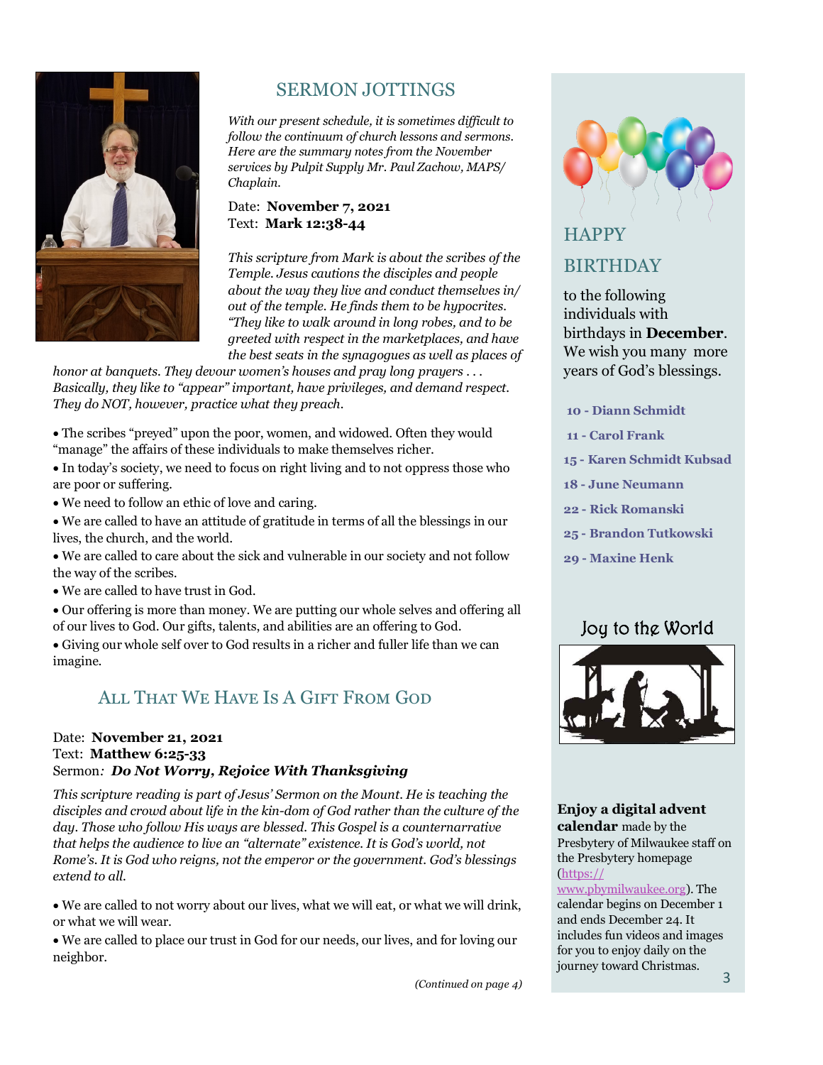## SERMON JOTTINGS

*With our present schedule, it is sometimes difficult to follow the continuum of church lessons and sermons. Here are the summary notes from the November services by Pulpit Supply Mr. Paul Zachow, MAPS/ Chaplain.*

Date: **November 7, 2021**
Text: **Mark 12:38-44**

*This scripture from Mark is about the scribes of the Temple. Jesus cautions the disciples and people about the way they live and conduct themselves in/ out of the temple. He finds them to be hypocrites. "They like to walk around in long robes, and to be greeted with respect in the marketplaces, and have the best seats in the synagogues as well as places of honor at banquets. They devour women's houses and pray long prayers . . . Basically, they like to "appear" important, have privileges, and demand respect. They do NOT, however, practice what they preach.*

- The scribes "preyed" upon the poor, women, and widowed. Often they would "manage" the affairs of these individuals to make themselves richer.
- In today's society, we need to focus on right living and to not oppress those who are poor or suffering.
- We need to follow an ethic of love and caring.
- We are called to have an attitude of gratitude in terms of all the blessings in our lives, the church, and the world.
- We are called to care about the sick and vulnerable in our society and not follow the way of the scribes.
- We are called to have trust in God.
- Our offering is more than money. We are putting our whole selves and offering all of our lives to God. Our gifts, talents, and abilities are an offering to God.
- Giving our whole self over to God results in a richer and fuller life than we can imagine.

## All That We Have Is A Gift From God

Date: **November 21, 2021**
Text: **Matthew 6:25-33**
Sermon*:* ***Do Not Worry, Rejoice With Thanksgiving***

*This scripture reading is part of Jesus' Sermon on the Mount. He is teaching the disciples and crowd about life in the kin-dom of God rather than the culture of the day. Those who follow His ways are blessed. This Gospel is a counternarrative that helps the audience to live an "alternate" existence. It is God's world, not Rome's. It is God who reigns, not the emperor or the government. God's blessings extend to all.*

- We are called to not worry about our lives, what we will eat, or what we will drink, or what we will wear.
- We are called to place our trust in God for our needs, our lives, and for loving our neighbor.

*(Continued on page 4)*

## HAPPY BIRTHDAY

to the following individuals with birthdays in **December**. We wish you many more years of God's blessings.

**10 - Diann Schmidt**
**11 - Carol Frank**
**15 - Karen Schmidt Kubsad**
**18 - June Neumann**
**22 - Rick Romanski**
**25 - Brandon Tutkowski**
**29 - Maxine Henk**

## Joy to the World

**Enjoy a digital advent calendar** made by the Presbytery of Milwaukee staff on the Presbytery homepage (https://www.pbymilwaukee.org). The calendar begins on December 1 and ends December 24. It includes fun videos and images for you to enjoy daily on the journey toward Christmas.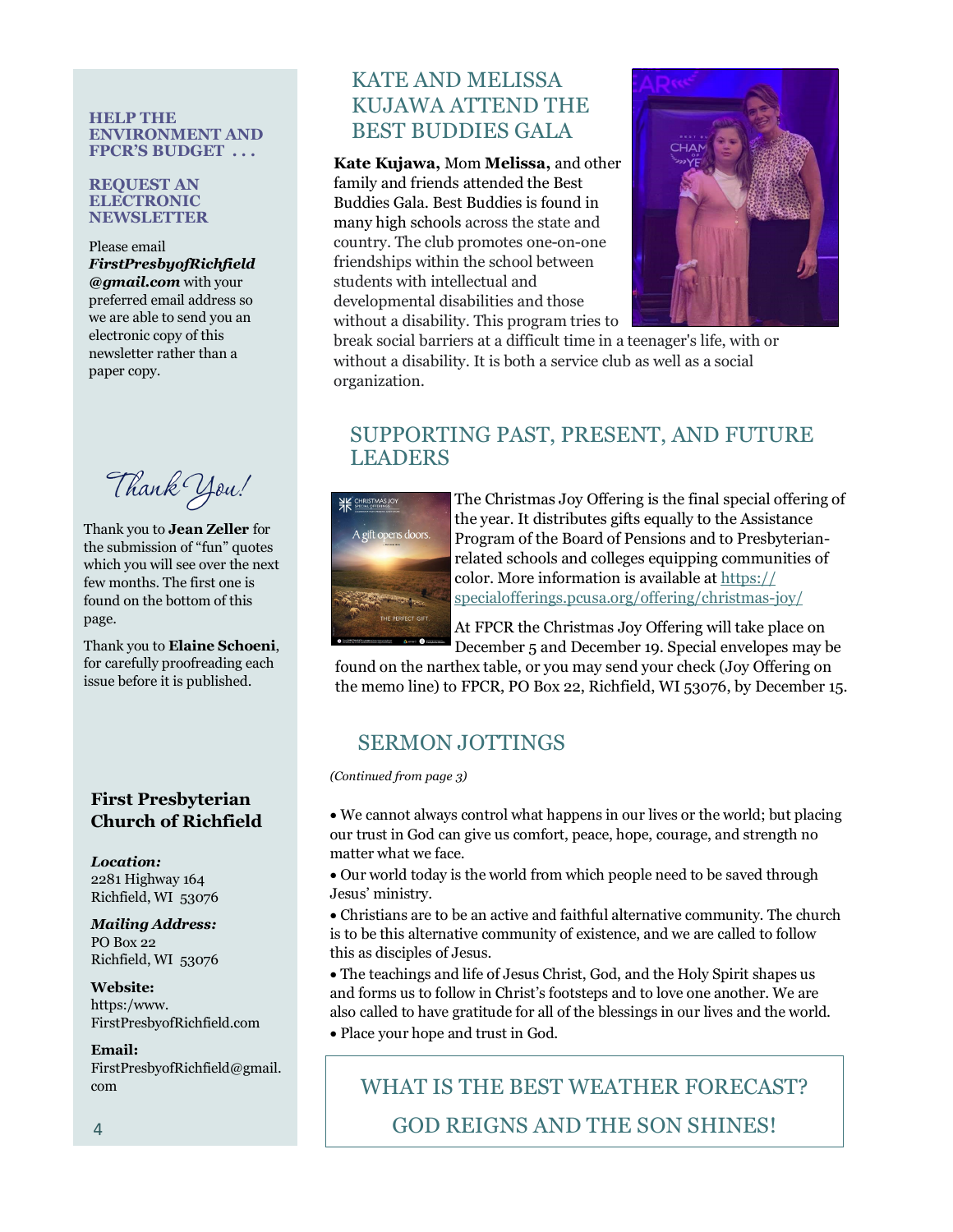**HELP THE ENVIRONMENT AND FPCR'S BUDGET . . .**

**REQUEST AN ELECTRONIC NEWSLETTER**

Please email ***FirstPresbyofRichfield@gmail.com*** with your preferred email address so we are able to send you an electronic copy of this newsletter rather than a paper copy.

*Thank You!*

Thank you to **Jean Zeller** for the submission of "fun" quotes which you will see over the next few months. The first one is found on the bottom of this page.

Thank you to **Elaine Schoeni**, for carefully proofreading each issue before it is published.

**First Presbyterian Church of Richfield**

***Location:***
2281 Highway 164
Richfield, WI 53076

***Mailing Address:***
PO Box 22
Richfield, WI 53076

**Website:**
https:/www.FirstPresbyofRichfield.com

**Email:**
FirstPresbyofRichfield@gmail.com

## KATE AND MELISSA KUJAWA ATTEND THE BEST BUDDIES GALA

**Kate Kujawa,** Mom **Melissa,** and other family and friends attended the Best Buddies Gala. Best Buddies is found in many high schools across the state and country. The club promotes one-on-one friendships within the school between students with intellectual and developmental disabilities and those without a disability. This program tries to break social barriers at a difficult time in a teenager's life, with or without a disability. It is both a service club as well as a social organization.

## SUPPORTING PAST, PRESENT, AND FUTURE LEADERS

The Christmas Joy Offering is the final special offering of the year. It distributes gifts equally to the Assistance Program of the Board of Pensions and to Presbyterian-related schools and colleges equipping communities of color. More information is available at https://specialofferings.pcusa.org/offering/christmas-joy/

At FPCR the Christmas Joy Offering will take place on December 5 and December 19. Special envelopes may be found on the narthex table, or you may send your check (Joy Offering on the memo line) to FPCR, PO Box 22, Richfield, WI 53076, by December 15.

## SERMON JOTTINGS

*(Continued from page 3)*

- We cannot always control what happens in our lives or the world; but placing our trust in God can give us comfort, peace, hope, courage, and strength no matter what we face.
- Our world today is the world from which people need to be saved through Jesus' ministry.
- Christians are to be an active and faithful alternative community. The church is to be this alternative community of existence, and we are called to follow this as disciples of Jesus.
- The teachings and life of Jesus Christ, God, and the Holy Spirit shapes us and forms us to follow in Christ's footsteps and to love one another. We are also called to have gratitude for all of the blessings in our lives and the world.
- Place your hope and trust in God.

WHAT IS THE BEST WEATHER FORECAST?

GOD REIGNS AND THE SON SHINES!